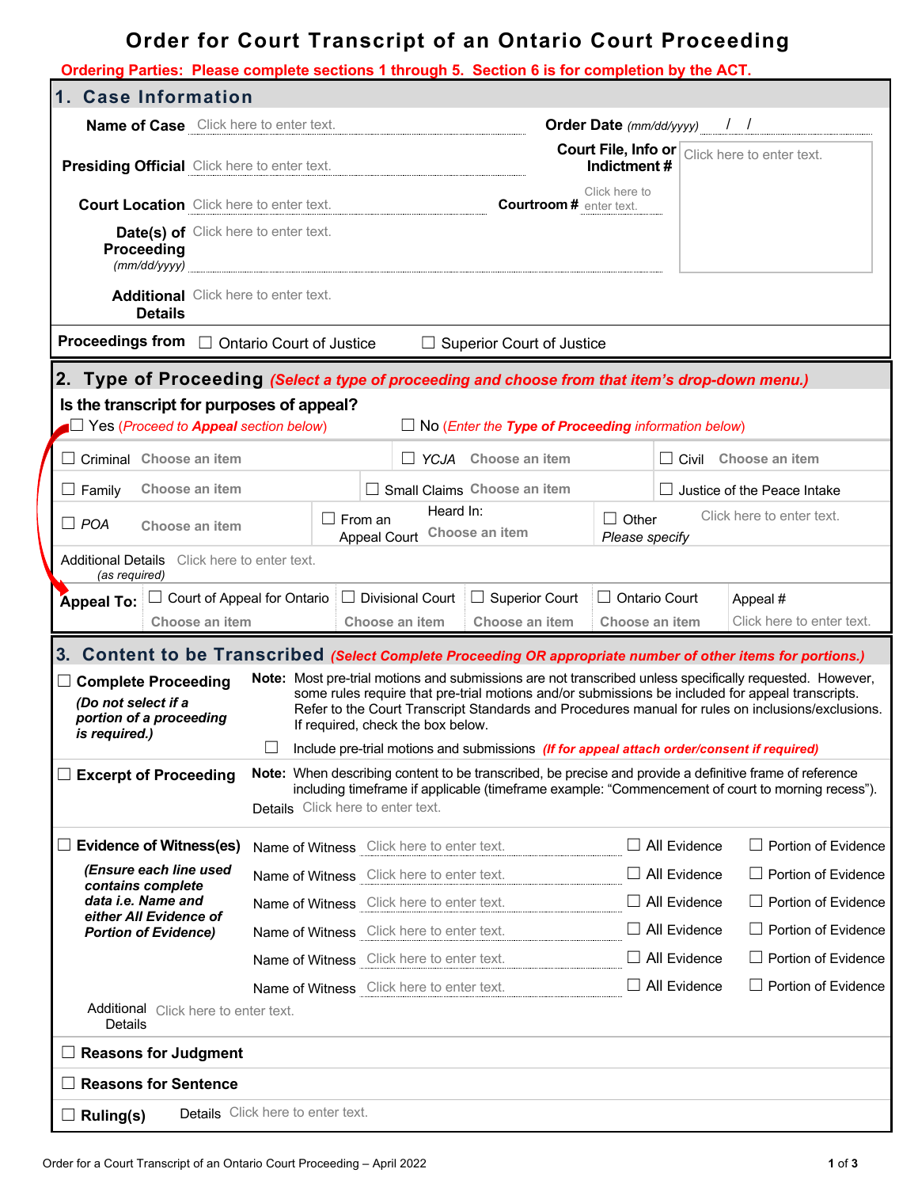# Order for Court Transcript of an Ontario Court Proceeding

**Ordering Parties: Please complete sections 1 through 5. Section 6 is for completion by the ACT.**

## 1. Case Information

**Name of Case** Click here to enter text.

**Order Date** *(mm/dd/yyyy)* \_\_ / \_\_ / \_\_

**Presiding Official** Click here to enter text.

**Court File, Info or Indictment #** Click here to enter text.

**Court Location** Click here to enter text.

**Courtroom #** Click here to enter text.

**Date(s) of Proceeding** *(mm/dd/yyyy)* Click here to enter text.

**Additional Details** Click here to enter text.

**Proceedings from** ☐ Ontario Court of Justice ☐ Superior Court of Justice

## 2. Type of Proceeding *(Select a type of proceeding and choose from that item's drop-down menu.)*

**Is the transcript for purposes of appeal?**

☐ Yes *(Proceed to **Appeal** section below)* ☐ No *(Enter the **Type of Proceeding** information below)*

| | | |
|---|---|---|
| ☐ Criminal Choose an item | ☐ *YCJA* Choose an item | ☐ Civil Choose an item |
| ☐ Family Choose an item | ☐ Small Claims Choose an item | ☐ Justice of the Peace Intake |
| ☐ *POA* Choose an item | ☐ From an Appeal Court — Heard In: Choose an item | ☐ Other *Please specify* Click here to enter text. |

Additional Details *(as required)* Click here to enter text.

**Appeal To:**

| ☐ Court of Appeal for Ontario | ☐ Divisional Court | ☐ Superior Court | ☐ Ontario Court | Appeal # |
|---|---|---|---|---|
| Choose an item | Choose an item | Choose an item | Choose an item | Click here to enter text. |

## 3. Content to be Transcribed *(Select Complete Proceeding OR appropriate number of other items for portions.)*

☐ **Complete Proceeding**
***(Do not select if a portion of a proceeding is required.)***

**Note:** Most pre-trial motions and submissions are not transcribed unless specifically requested. However, some rules require that pre-trial motions and/or submissions be included for appeal transcripts. Refer to the Court Transcript Standards and Procedures manual for rules on inclusions/exclusions. If required, check the box below.

☐ Include pre-trial motions and submissions ***(If for appeal attach order/consent if required)***

☐ **Excerpt of Proceeding**

**Note:** When describing content to be transcribed, be precise and provide a definitive frame of reference including timeframe if applicable (timeframe example: "Commencement of court to morning recess").

Details Click here to enter text.

☐ **Evidence of Witness(es)**
***(Ensure each line used contains complete data i.e. Name and either All Evidence of Portion of Evidence)***

| Name of Witness | | |
|---|---|---|
| Click here to enter text. | ☐ All Evidence | ☐ Portion of Evidence |
| Click here to enter text. | ☐ All Evidence | ☐ Portion of Evidence |
| Click here to enter text. | ☐ All Evidence | ☐ Portion of Evidence |
| Click here to enter text. | ☐ All Evidence | ☐ Portion of Evidence |
| Click here to enter text. | ☐ All Evidence | ☐ Portion of Evidence |
| Click here to enter text. | ☐ All Evidence | ☐ Portion of Evidence |

Additional Details Click here to enter text.

☐ **Reasons for Judgment**

☐ **Reasons for Sentence**

☐ **Ruling(s)** Details Click here to enter text.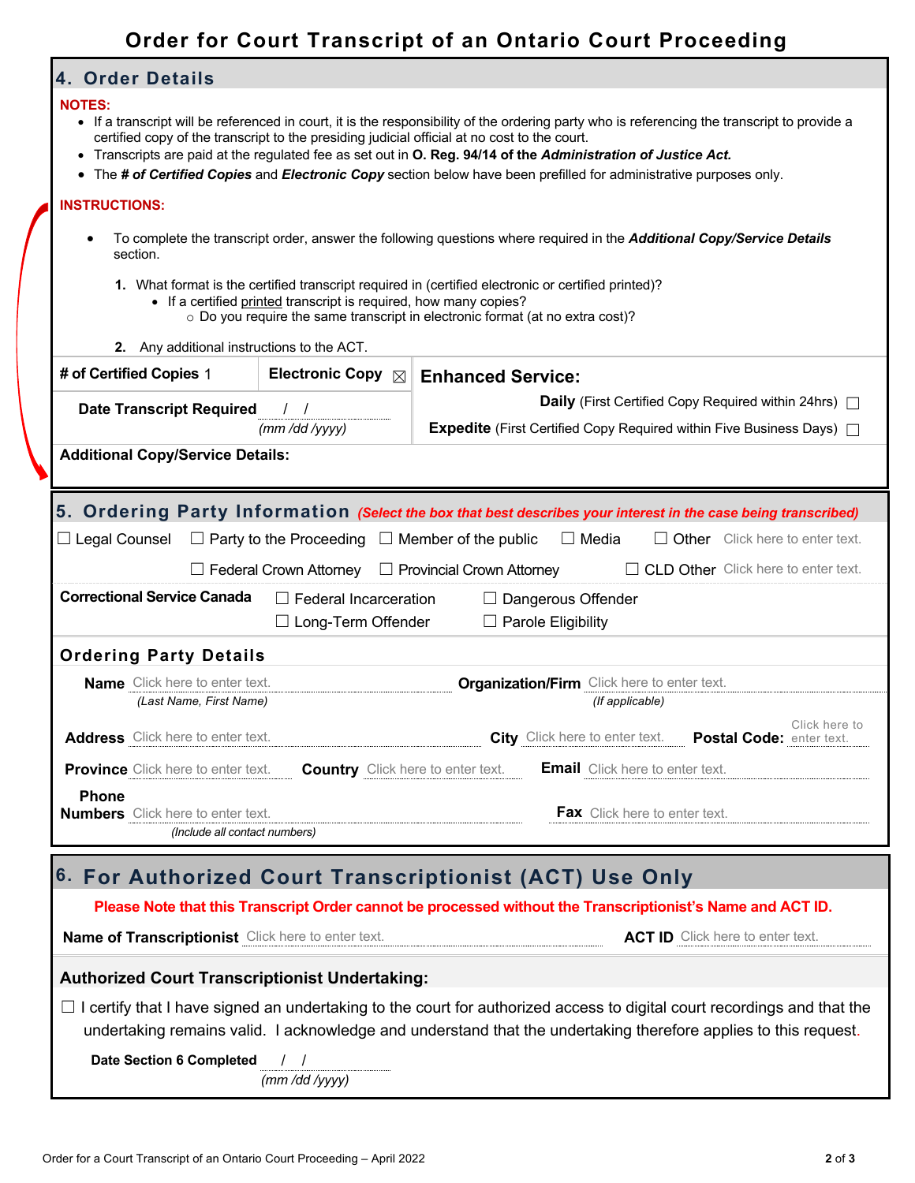# Order for Court Transcript of an Ontario Court Proceeding

## 4. Order Details

**NOTES:**

- If a transcript will be referenced in court, it is the responsibility of the ordering party who is referencing the transcript to provide a certified copy of the transcript to the presiding judicial official at no cost to the court.
- Transcripts are paid at the regulated fee as set out in **O. Reg. 94/14 of the *Administration of Justice Act.***
- The ***# of Certified Copies*** and ***Electronic Copy*** section below have been prefilled for administrative purposes only.

**INSTRUCTIONS:**

- To complete the transcript order, answer the following questions where required in the ***Additional Copy/Service Details*** section.

  1. What format is the certified transcript required in (certified electronic or certified printed)?
     - If a certified printed transcript is required, how many copies?
       - Do you require the same transcript in electronic format (at no extra cost)?
  2. Any additional instructions to the ACT.

| **# of Certified Copies** 1 | **Electronic Copy** ☒ | **Enhanced Service:** |
|---|---|---|
| **Date Transcript Required** / / (mm /dd /yyyy) | | **Daily** (First Certified Copy Required within 24hrs) ☐ |
| | | **Expedite** (First Certified Copy Required within Five Business Days) ☐ |

**Additional Copy/Service Details:**

## 5. Ordering Party Information *(Select the box that best describes your interest in the case being transcribed)*

☐ Legal Counsel ☐ Party to the Proceeding ☐ Member of the public ☐ Media ☐ Other Click here to enter text.

☐ Federal Crown Attorney ☐ Provincial Crown Attorney ☐ CLD Other Click here to enter text.

**Correctional Service Canada** ☐ Federal Incarceration ☐ Dangerous Offender ☐ Long-Term Offender ☐ Parole Eligibility

### Ordering Party Details

**Name** Click here to enter text. *(Last Name, First Name)*

**Organization/Firm** Click here to enter text. *(If applicable)*

**Address** Click here to enter text. **City** Click here to enter text. **Postal Code:** Click here to enter text.

**Province** Click here to enter text. **Country** Click here to enter text. **Email** Click here to enter text.

**Phone Numbers** Click here to enter text. *(Include all contact numbers)*

**Fax** Click here to enter text.

## 6. For Authorized Court Transcriptionist (ACT) Use Only

**Please Note that this Transcript Order cannot be processed without the Transcriptionist's Name and ACT ID.**

**Name of Transcriptionist** Click here to enter text. **ACT ID** Click here to enter text.

**Authorized Court Transcriptionist Undertaking:**

☐ I certify that I have signed an undertaking to the court for authorized access to digital court recordings and that the undertaking remains valid. I acknowledge and understand that the undertaking therefore applies to this request.

**Date Section 6 Completed** / / *(mm /dd /yyyy)*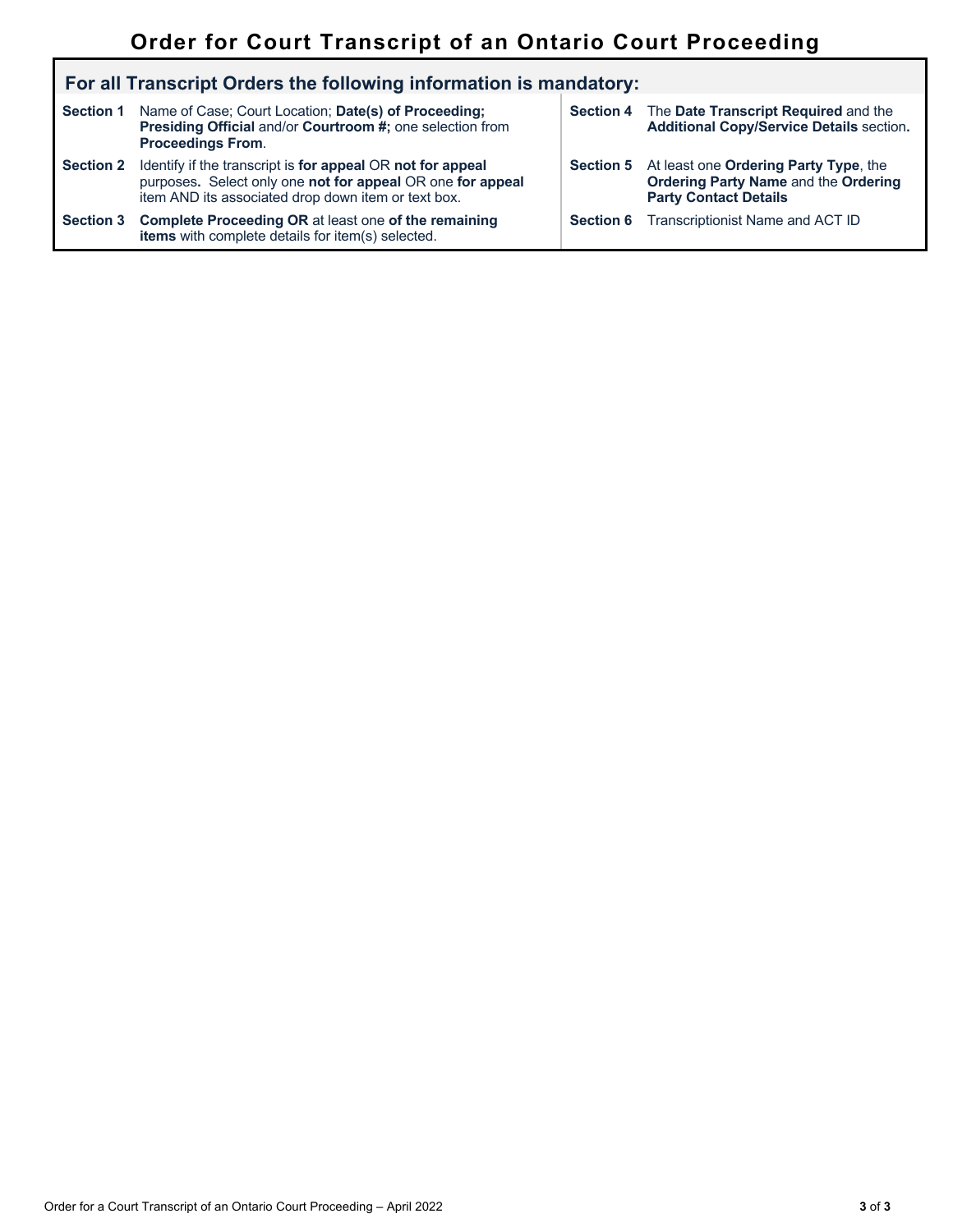# Order for Court Transcript of an Ontario Court Proceeding

## For all Transcript Orders the following information is mandatory:

| | |
|---|---|
| **Section 1** | Name of Case; Court Location; **Date(s) of Proceeding; Presiding Official** and/or **Courtroom #;** one selection from **Proceedings From**. |
| **Section 2** | Identify if the transcript is **for appeal** OR **not for appeal** purposes**.** Select only one **not for appeal** OR one **for appeal** item AND its associated drop down item or text box. |
| **Section 3** | **Complete Proceeding OR** at least one **of the remaining items** with complete details for item(s) selected. |
| **Section 4** | The **Date Transcript Required** and the **Additional Copy/Service Details** section**.** |
| **Section 5** | At least one **Ordering Party Type**, the **Ordering Party Name** and the **Ordering Party Contact Details** |
| **Section 6** | Transcriptionist Name and ACT ID |